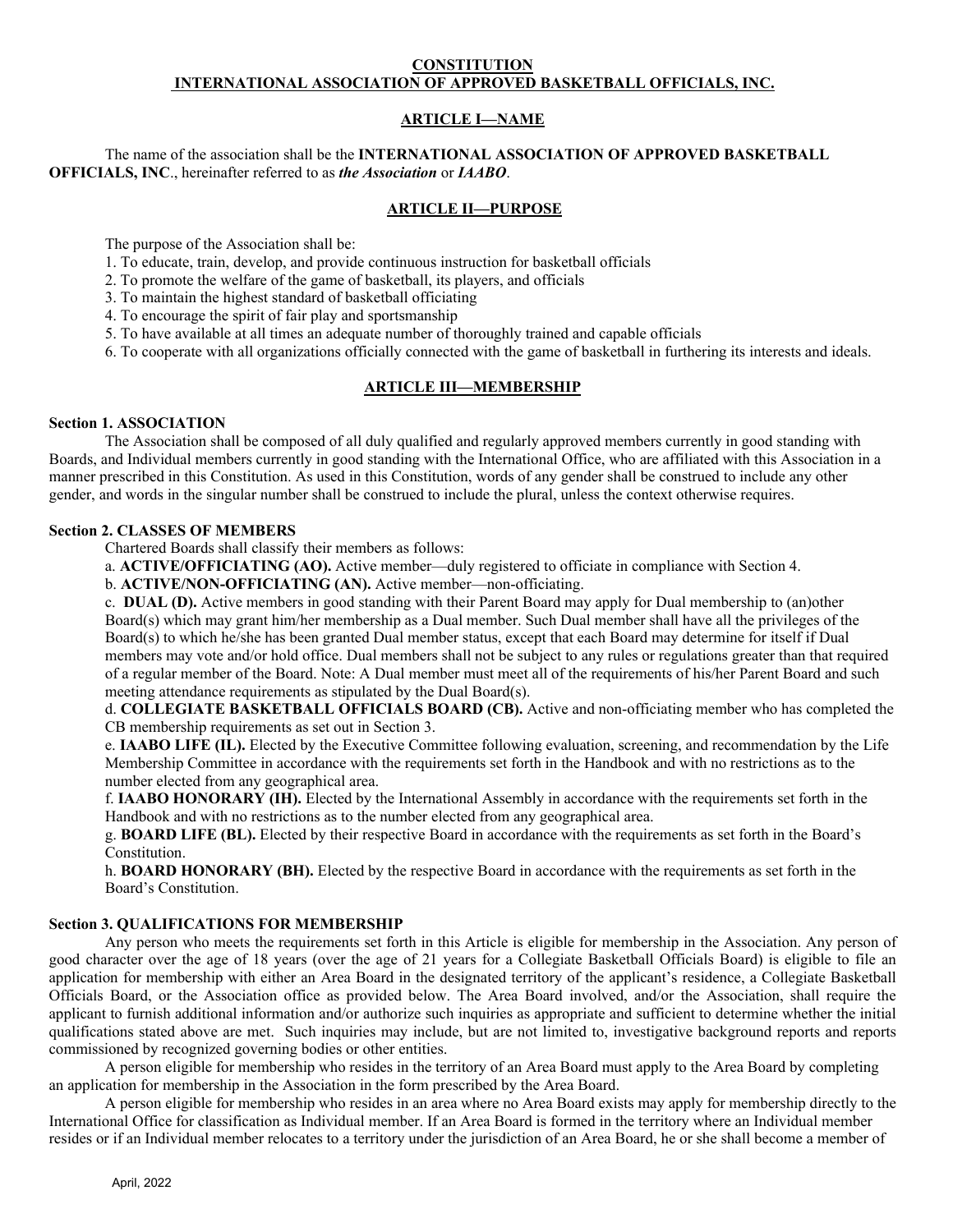# CONSTITUTION
# INTERNATIONAL ASSOCIATION OF APPROVED BASKETBALL OFFICIALS, INC.

## ARTICLE I—NAME

The name of the association shall be the **INTERNATIONAL ASSOCIATION OF APPROVED BASKETBALL OFFICIALS, INC**., hereinafter referred to as ***the Association*** or ***IAABO***.

## ARTICLE II—PURPOSE

The purpose of the Association shall be:

1. To educate, train, develop, and provide continuous instruction for basketball officials
2. To promote the welfare of the game of basketball, its players, and officials
3. To maintain the highest standard of basketball officiating
4. To encourage the spirit of fair play and sportsmanship
5. To have available at all times an adequate number of thoroughly trained and capable officials
6. To cooperate with all organizations officially connected with the game of basketball in furthering its interests and ideals.

## ARTICLE III—MEMBERSHIP

**Section 1. ASSOCIATION**

The Association shall be composed of all duly qualified and regularly approved members currently in good standing with Boards, and Individual members currently in good standing with the International Office, who are affiliated with this Association in a manner prescribed in this Constitution. As used in this Constitution, words of any gender shall be construed to include any other gender, and words in the singular number shall be construed to include the plural, unless the context otherwise requires.

**Section 2. CLASSES OF MEMBERS**

Chartered Boards shall classify their members as follows:

a. **ACTIVE/OFFICIATING (AO).** Active member—duly registered to officiate in compliance with Section 4.

b. **ACTIVE/NON-OFFICIATING (AN).** Active member—non-officiating.

c. **DUAL (D).** Active members in good standing with their Parent Board may apply for Dual membership to (an)other Board(s) which may grant him/her membership as a Dual member. Such Dual member shall have all the privileges of the Board(s) to which he/she has been granted Dual member status, except that each Board may determine for itself if Dual members may vote and/or hold office. Dual members shall not be subject to any rules or regulations greater than that required of a regular member of the Board. Note: A Dual member must meet all of the requirements of his/her Parent Board and such meeting attendance requirements as stipulated by the Dual Board(s).

d. **COLLEGIATE BASKETBALL OFFICIALS BOARD (CB).** Active and non-officiating member who has completed the CB membership requirements as set out in Section 3.

e. **IAABO LIFE (IL).** Elected by the Executive Committee following evaluation, screening, and recommendation by the Life Membership Committee in accordance with the requirements set forth in the Handbook and with no restrictions as to the number elected from any geographical area.

f. **IAABO HONORARY (IH).** Elected by the International Assembly in accordance with the requirements set forth in the Handbook and with no restrictions as to the number elected from any geographical area.

g. **BOARD LIFE (BL).** Elected by their respective Board in accordance with the requirements as set forth in the Board's Constitution.

h. **BOARD HONORARY (BH).** Elected by the respective Board in accordance with the requirements as set forth in the Board's Constitution.

**Section 3. QUALIFICATIONS FOR MEMBERSHIP**

Any person who meets the requirements set forth in this Article is eligible for membership in the Association. Any person of good character over the age of 18 years (over the age of 21 years for a Collegiate Basketball Officials Board) is eligible to file an application for membership with either an Area Board in the designated territory of the applicant's residence, a Collegiate Basketball Officials Board, or the Association office as provided below. The Area Board involved, and/or the Association, shall require the applicant to furnish additional information and/or authorize such inquiries as appropriate and sufficient to determine whether the initial qualifications stated above are met. Such inquiries may include, but are not limited to, investigative background reports and reports commissioned by recognized governing bodies or other entities.

A person eligible for membership who resides in the territory of an Area Board must apply to the Area Board by completing an application for membership in the Association in the form prescribed by the Area Board.

A person eligible for membership who resides in an area where no Area Board exists may apply for membership directly to the International Office for classification as Individual member. If an Area Board is formed in the territory where an Individual member resides or if an Individual member relocates to a territory under the jurisdiction of an Area Board, he or she shall become a member of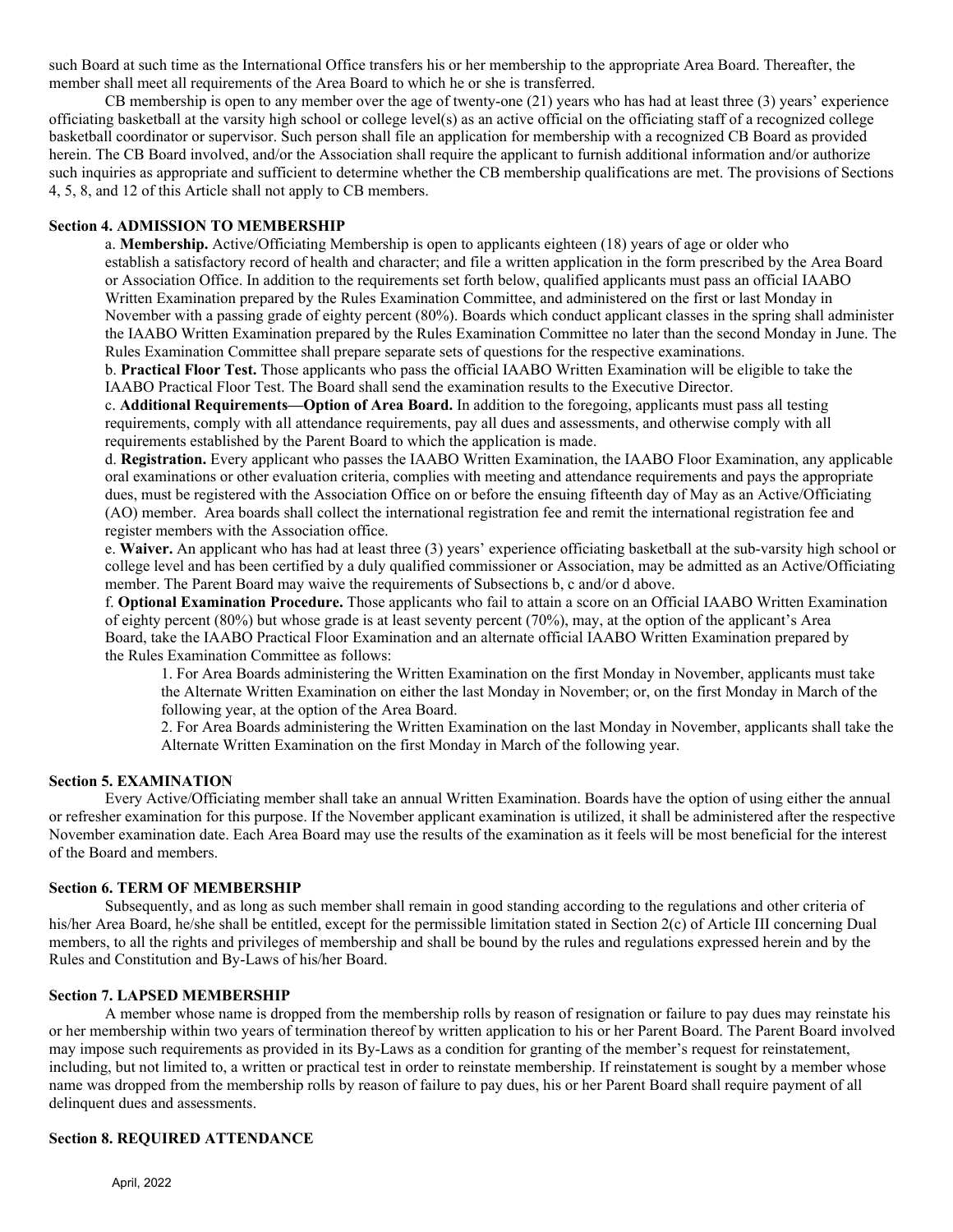such Board at such time as the International Office transfers his or her membership to the appropriate Area Board. Thereafter, the member shall meet all requirements of the Area Board to which he or she is transferred.

CB membership is open to any member over the age of twenty-one (21) years who has had at least three (3) years' experience officiating basketball at the varsity high school or college level(s) as an active official on the officiating staff of a recognized college basketball coordinator or supervisor. Such person shall file an application for membership with a recognized CB Board as provided herein. The CB Board involved, and/or the Association shall require the applicant to furnish additional information and/or authorize such inquiries as appropriate and sufficient to determine whether the CB membership qualifications are met. The provisions of Sections 4, 5, 8, and 12 of this Article shall not apply to CB members.

**Section 4. ADMISSION TO MEMBERSHIP**

a. **Membership.** Active/Officiating Membership is open to applicants eighteen (18) years of age or older who establish a satisfactory record of health and character; and file a written application in the form prescribed by the Area Board or Association Office. In addition to the requirements set forth below, qualified applicants must pass an official IAABO Written Examination prepared by the Rules Examination Committee, and administered on the first or last Monday in November with a passing grade of eighty percent (80%). Boards which conduct applicant classes in the spring shall administer the IAABO Written Examination prepared by the Rules Examination Committee no later than the second Monday in June. The Rules Examination Committee shall prepare separate sets of questions for the respective examinations.

b. **Practical Floor Test.** Those applicants who pass the official IAABO Written Examination will be eligible to take the IAABO Practical Floor Test. The Board shall send the examination results to the Executive Director.

c. **Additional Requirements—Option of Area Board.** In addition to the foregoing, applicants must pass all testing requirements, comply with all attendance requirements, pay all dues and assessments, and otherwise comply with all requirements established by the Parent Board to which the application is made.

d. **Registration.** Every applicant who passes the IAABO Written Examination, the IAABO Floor Examination, any applicable oral examinations or other evaluation criteria, complies with meeting and attendance requirements and pays the appropriate dues, must be registered with the Association Office on or before the ensuing fifteenth day of May as an Active/Officiating (AO) member. Area boards shall collect the international registration fee and remit the international registration fee and register members with the Association office.

e. **Waiver.** An applicant who has had at least three (3) years' experience officiating basketball at the sub-varsity high school or college level and has been certified by a duly qualified commissioner or Association, may be admitted as an Active/Officiating member. The Parent Board may waive the requirements of Subsections b, c and/or d above.

f. **Optional Examination Procedure.** Those applicants who fail to attain a score on an Official IAABO Written Examination of eighty percent (80%) but whose grade is at least seventy percent (70%), may, at the option of the applicant's Area Board, take the IAABO Practical Floor Examination and an alternate official IAABO Written Examination prepared by the Rules Examination Committee as follows:

1. For Area Boards administering the Written Examination on the first Monday in November, applicants must take the Alternate Written Examination on either the last Monday in November; or, on the first Monday in March of the following year, at the option of the Area Board.
2. For Area Boards administering the Written Examination on the last Monday in November, applicants shall take the Alternate Written Examination on the first Monday in March of the following year.

**Section 5. EXAMINATION**

Every Active/Officiating member shall take an annual Written Examination. Boards have the option of using either the annual or refresher examination for this purpose. If the November applicant examination is utilized, it shall be administered after the respective November examination date. Each Area Board may use the results of the examination as it feels will be most beneficial for the interest of the Board and members.

**Section 6. TERM OF MEMBERSHIP**

Subsequently, and as long as such member shall remain in good standing according to the regulations and other criteria of his/her Area Board, he/she shall be entitled, except for the permissible limitation stated in Section 2(c) of Article III concerning Dual members, to all the rights and privileges of membership and shall be bound by the rules and regulations expressed herein and by the Rules and Constitution and By-Laws of his/her Board.

**Section 7. LAPSED MEMBERSHIP**

A member whose name is dropped from the membership rolls by reason of resignation or failure to pay dues may reinstate his or her membership within two years of termination thereof by written application to his or her Parent Board. The Parent Board involved may impose such requirements as provided in its By-Laws as a condition for granting of the member's request for reinstatement, including, but not limited to, a written or practical test in order to reinstate membership. If reinstatement is sought by a member whose name was dropped from the membership rolls by reason of failure to pay dues, his or her Parent Board shall require payment of all delinquent dues and assessments.

**Section 8. REQUIRED ATTENDANCE**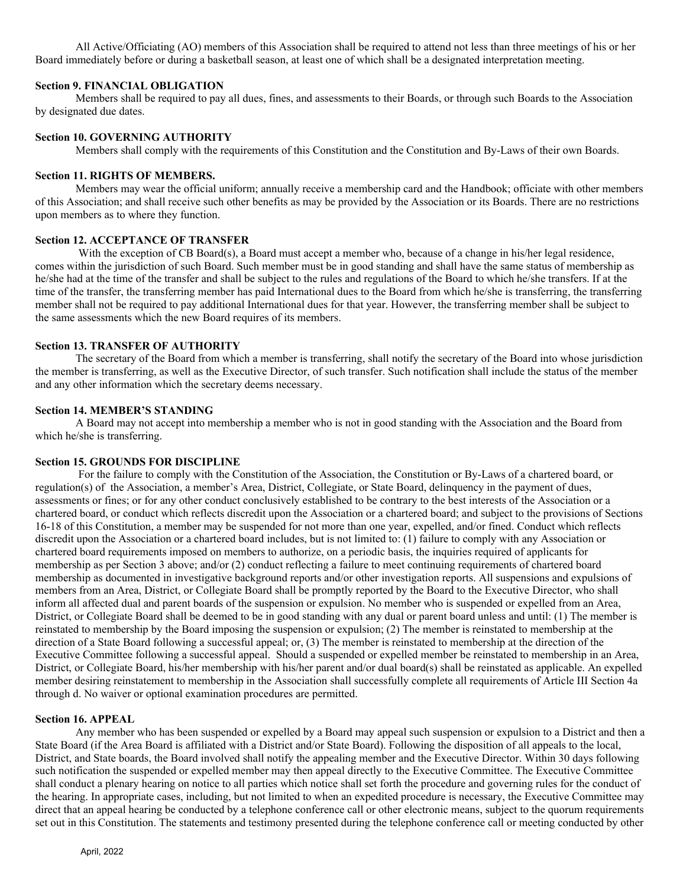All Active/Officiating (AO) members of this Association shall be required to attend not less than three meetings of his or her Board immediately before or during a basketball season, at least one of which shall be a designated interpretation meeting.

**Section 9. FINANCIAL OBLIGATION**

Members shall be required to pay all dues, fines, and assessments to their Boards, or through such Boards to the Association by designated due dates.

**Section 10. GOVERNING AUTHORITY**

Members shall comply with the requirements of this Constitution and the Constitution and By-Laws of their own Boards.

**Section 11. RIGHTS OF MEMBERS.**

Members may wear the official uniform; annually receive a membership card and the Handbook; officiate with other members of this Association; and shall receive such other benefits as may be provided by the Association or its Boards. There are no restrictions upon members as to where they function.

**Section 12. ACCEPTANCE OF TRANSFER**

With the exception of CB Board(s), a Board must accept a member who, because of a change in his/her legal residence, comes within the jurisdiction of such Board. Such member must be in good standing and shall have the same status of membership as he/she had at the time of the transfer and shall be subject to the rules and regulations of the Board to which he/she transfers. If at the time of the transfer, the transferring member has paid International dues to the Board from which he/she is transferring, the transferring member shall not be required to pay additional International dues for that year. However, the transferring member shall be subject to the same assessments which the new Board requires of its members.

**Section 13. TRANSFER OF AUTHORITY**

The secretary of the Board from which a member is transferring, shall notify the secretary of the Board into whose jurisdiction the member is transferring, as well as the Executive Director, of such transfer. Such notification shall include the status of the member and any other information which the secretary deems necessary.

**Section 14. MEMBER'S STANDING**

A Board may not accept into membership a member who is not in good standing with the Association and the Board from which he/she is transferring.

**Section 15. GROUNDS FOR DISCIPLINE**

For the failure to comply with the Constitution of the Association, the Constitution or By-Laws of a chartered board, or regulation(s) of the Association, a member's Area, District, Collegiate, or State Board, delinquency in the payment of dues, assessments or fines; or for any other conduct conclusively established to be contrary to the best interests of the Association or a chartered board, or conduct which reflects discredit upon the Association or a chartered board; and subject to the provisions of Sections 16-18 of this Constitution, a member may be suspended for not more than one year, expelled, and/or fined. Conduct which reflects discredit upon the Association or a chartered board includes, but is not limited to: (1) failure to comply with any Association or chartered board requirements imposed on members to authorize, on a periodic basis, the inquiries required of applicants for membership as per Section 3 above; and/or (2) conduct reflecting a failure to meet continuing requirements of chartered board membership as documented in investigative background reports and/or other investigation reports. All suspensions and expulsions of members from an Area, District, or Collegiate Board shall be promptly reported by the Board to the Executive Director, who shall inform all affected dual and parent boards of the suspension or expulsion. No member who is suspended or expelled from an Area, District, or Collegiate Board shall be deemed to be in good standing with any dual or parent board unless and until: (1) The member is reinstated to membership by the Board imposing the suspension or expulsion; (2) The member is reinstated to membership at the direction of a State Board following a successful appeal; or, (3) The member is reinstated to membership at the direction of the Executive Committee following a successful appeal. Should a suspended or expelled member be reinstated to membership in an Area, District, or Collegiate Board, his/her membership with his/her parent and/or dual board(s) shall be reinstated as applicable. An expelled member desiring reinstatement to membership in the Association shall successfully complete all requirements of Article III Section 4a through d. No waiver or optional examination procedures are permitted.

**Section 16. APPEAL**

Any member who has been suspended or expelled by a Board may appeal such suspension or expulsion to a District and then a State Board (if the Area Board is affiliated with a District and/or State Board). Following the disposition of all appeals to the local, District, and State boards, the Board involved shall notify the appealing member and the Executive Director. Within 30 days following such notification the suspended or expelled member may then appeal directly to the Executive Committee. The Executive Committee shall conduct a plenary hearing on notice to all parties which notice shall set forth the procedure and governing rules for the conduct of the hearing. In appropriate cases, including, but not limited to when an expedited procedure is necessary, the Executive Committee may direct that an appeal hearing be conducted by a telephone conference call or other electronic means, subject to the quorum requirements set out in this Constitution. The statements and testimony presented during the telephone conference call or meeting conducted by other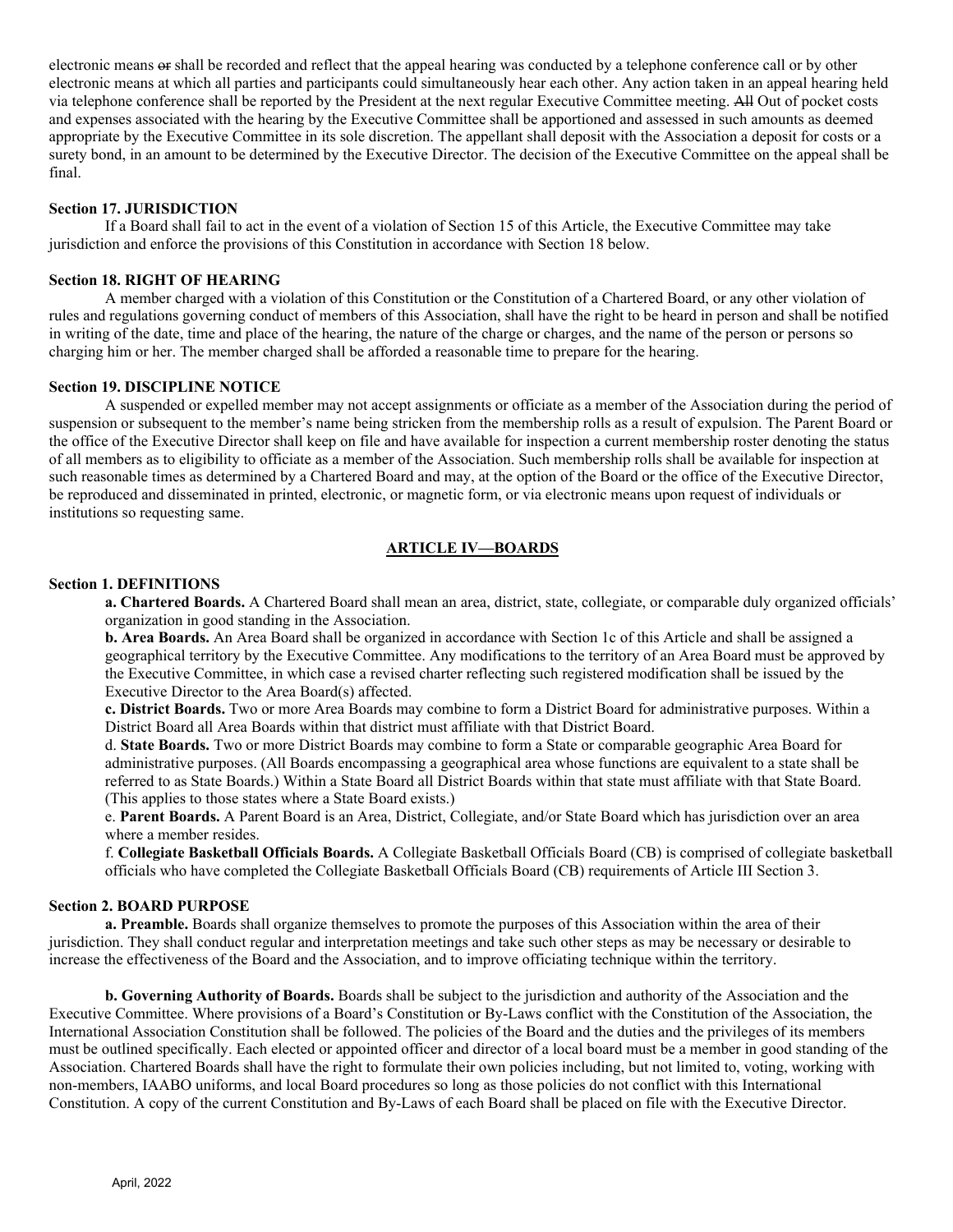electronic means ~~or~~ shall be recorded and reflect that the appeal hearing was conducted by a telephone conference call or by other electronic means at which all parties and participants could simultaneously hear each other. Any action taken in an appeal hearing held via telephone conference shall be reported by the President at the next regular Executive Committee meeting. ~~All~~ Out of pocket costs and expenses associated with the hearing by the Executive Committee shall be apportioned and assessed in such amounts as deemed appropriate by the Executive Committee in its sole discretion. The appellant shall deposit with the Association a deposit for costs or a surety bond, in an amount to be determined by the Executive Director. The decision of the Executive Committee on the appeal shall be final.

**Section 17. JURISDICTION**

If a Board shall fail to act in the event of a violation of Section 15 of this Article, the Executive Committee may take jurisdiction and enforce the provisions of this Constitution in accordance with Section 18 below.

**Section 18. RIGHT OF HEARING**

A member charged with a violation of this Constitution or the Constitution of a Chartered Board, or any other violation of rules and regulations governing conduct of members of this Association, shall have the right to be heard in person and shall be notified in writing of the date, time and place of the hearing, the nature of the charge or charges, and the name of the person or persons so charging him or her. The member charged shall be afforded a reasonable time to prepare for the hearing.

**Section 19. DISCIPLINE NOTICE**

A suspended or expelled member may not accept assignments or officiate as a member of the Association during the period of suspension or subsequent to the member's name being stricken from the membership rolls as a result of expulsion. The Parent Board or the office of the Executive Director shall keep on file and have available for inspection a current membership roster denoting the status of all members as to eligibility to officiate as a member of the Association. Such membership rolls shall be available for inspection at such reasonable times as determined by a Chartered Board and may, at the option of the Board or the office of the Executive Director, be reproduced and disseminated in printed, electronic, or magnetic form, or via electronic means upon request of individuals or institutions so requesting same.

## ARTICLE IV—BOARDS

**Section 1. DEFINITIONS**

**a. Chartered Boards.** A Chartered Board shall mean an area, district, state, collegiate, or comparable duly organized officials' organization in good standing in the Association.

**b. Area Boards.** An Area Board shall be organized in accordance with Section 1c of this Article and shall be assigned a geographical territory by the Executive Committee. Any modifications to the territory of an Area Board must be approved by the Executive Committee, in which case a revised charter reflecting such registered modification shall be issued by the Executive Director to the Area Board(s) affected.

**c. District Boards.** Two or more Area Boards may combine to form a District Board for administrative purposes. Within a District Board all Area Boards within that district must affiliate with that District Board.

d. **State Boards.** Two or more District Boards may combine to form a State or comparable geographic Area Board for administrative purposes. (All Boards encompassing a geographical area whose functions are equivalent to a state shall be referred to as State Boards.) Within a State Board all District Boards within that state must affiliate with that State Board. (This applies to those states where a State Board exists.)

e. **Parent Boards.** A Parent Board is an Area, District, Collegiate, and/or State Board which has jurisdiction over an area where a member resides.

f. **Collegiate Basketball Officials Boards.** A Collegiate Basketball Officials Board (CB) is comprised of collegiate basketball officials who have completed the Collegiate Basketball Officials Board (CB) requirements of Article III Section 3.

**Section 2. BOARD PURPOSE**

**a. Preamble.** Boards shall organize themselves to promote the purposes of this Association within the area of their jurisdiction. They shall conduct regular and interpretation meetings and take such other steps as may be necessary or desirable to increase the effectiveness of the Board and the Association, and to improve officiating technique within the territory.

**b. Governing Authority of Boards.** Boards shall be subject to the jurisdiction and authority of the Association and the Executive Committee. Where provisions of a Board's Constitution or By-Laws conflict with the Constitution of the Association, the International Association Constitution shall be followed. The policies of the Board and the duties and the privileges of its members must be outlined specifically. Each elected or appointed officer and director of a local board must be a member in good standing of the Association. Chartered Boards shall have the right to formulate their own policies including, but not limited to, voting, working with non-members, IAABO uniforms, and local Board procedures so long as those policies do not conflict with this International Constitution. A copy of the current Constitution and By-Laws of each Board shall be placed on file with the Executive Director.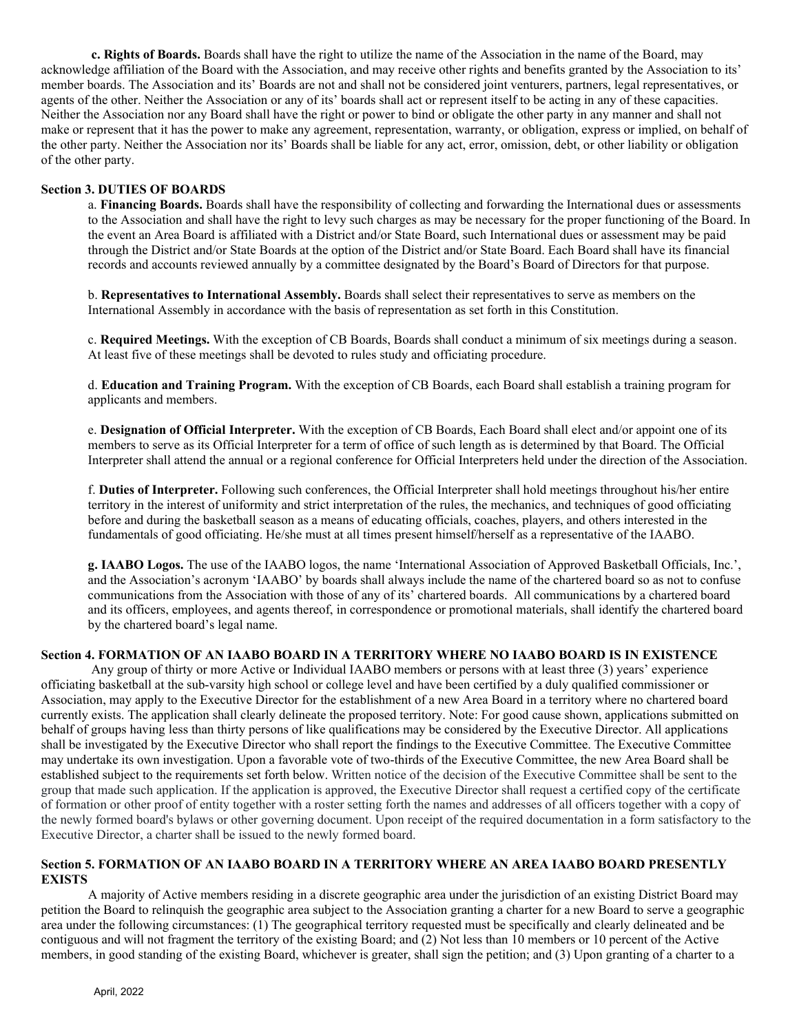**c. Rights of Boards.** Boards shall have the right to utilize the name of the Association in the name of the Board, may acknowledge affiliation of the Board with the Association, and may receive other rights and benefits granted by the Association to its' member boards. The Association and its' Boards are not and shall not be considered joint venturers, partners, legal representatives, or agents of the other. Neither the Association or any of its' boards shall act or represent itself to be acting in any of these capacities. Neither the Association nor any Board shall have the right or power to bind or obligate the other party in any manner and shall not make or represent that it has the power to make any agreement, representation, warranty, or obligation, express or implied, on behalf of the other party. Neither the Association nor its' Boards shall be liable for any act, error, omission, debt, or other liability or obligation of the other party.

**Section 3. DUTIES OF BOARDS**

a. **Financing Boards.** Boards shall have the responsibility of collecting and forwarding the International dues or assessments to the Association and shall have the right to levy such charges as may be necessary for the proper functioning of the Board. In the event an Area Board is affiliated with a District and/or State Board, such International dues or assessment may be paid through the District and/or State Boards at the option of the District and/or State Board. Each Board shall have its financial records and accounts reviewed annually by a committee designated by the Board's Board of Directors for that purpose.

b. **Representatives to International Assembly.** Boards shall select their representatives to serve as members on the International Assembly in accordance with the basis of representation as set forth in this Constitution.

c. **Required Meetings.** With the exception of CB Boards, Boards shall conduct a minimum of six meetings during a season. At least five of these meetings shall be devoted to rules study and officiating procedure.

d. **Education and Training Program.** With the exception of CB Boards, each Board shall establish a training program for applicants and members.

e. **Designation of Official Interpreter.** With the exception of CB Boards, Each Board shall elect and/or appoint one of its members to serve as its Official Interpreter for a term of office of such length as is determined by that Board. The Official Interpreter shall attend the annual or a regional conference for Official Interpreters held under the direction of the Association.

f. **Duties of Interpreter.** Following such conferences, the Official Interpreter shall hold meetings throughout his/her entire territory in the interest of uniformity and strict interpretation of the rules, the mechanics, and techniques of good officiating before and during the basketball season as a means of educating officials, coaches, players, and others interested in the fundamentals of good officiating. He/she must at all times present himself/herself as a representative of the IAABO.

**g. IAABO Logos.** The use of the IAABO logos, the name 'International Association of Approved Basketball Officials, Inc.', and the Association's acronym 'IAABO' by boards shall always include the name of the chartered board so as not to confuse communications from the Association with those of any of its' chartered boards. All communications by a chartered board and its officers, employees, and agents thereof, in correspondence or promotional materials, shall identify the chartered board by the chartered board's legal name.

**Section 4. FORMATION OF AN IAABO BOARD IN A TERRITORY WHERE NO IAABO BOARD IS IN EXISTENCE**

Any group of thirty or more Active or Individual IAABO members or persons with at least three (3) years' experience officiating basketball at the sub-varsity high school or college level and have been certified by a duly qualified commissioner or Association, may apply to the Executive Director for the establishment of a new Area Board in a territory where no chartered board currently exists. The application shall clearly delineate the proposed territory. Note: For good cause shown, applications submitted on behalf of groups having less than thirty persons of like qualifications may be considered by the Executive Director. All applications shall be investigated by the Executive Director who shall report the findings to the Executive Committee. The Executive Committee may undertake its own investigation. Upon a favorable vote of two-thirds of the Executive Committee, the new Area Board shall be established subject to the requirements set forth below. Written notice of the decision of the Executive Committee shall be sent to the group that made such application. If the application is approved, the Executive Director shall request a certified copy of the certificate of formation or other proof of entity together with a roster setting forth the names and addresses of all officers together with a copy of the newly formed board's bylaws or other governing document. Upon receipt of the required documentation in a form satisfactory to the Executive Director, a charter shall be issued to the newly formed board.

**Section 5. FORMATION OF AN IAABO BOARD IN A TERRITORY WHERE AN AREA IAABO BOARD PRESENTLY EXISTS**

A majority of Active members residing in a discrete geographic area under the jurisdiction of an existing District Board may petition the Board to relinquish the geographic area subject to the Association granting a charter for a new Board to serve a geographic area under the following circumstances: (1) The geographical territory requested must be specifically and clearly delineated and be contiguous and will not fragment the territory of the existing Board; and (2) Not less than 10 members or 10 percent of the Active members, in good standing of the existing Board, whichever is greater, shall sign the petition; and (3) Upon granting of a charter to a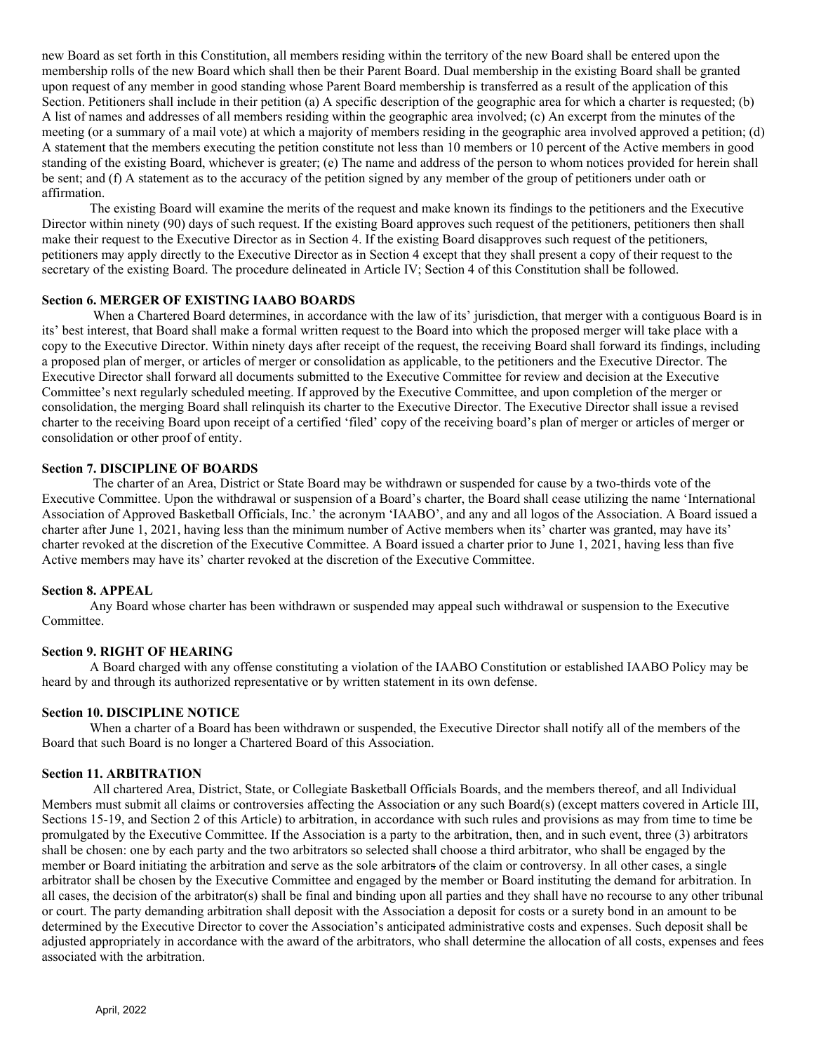new Board as set forth in this Constitution, all members residing within the territory of the new Board shall be entered upon the membership rolls of the new Board which shall then be their Parent Board. Dual membership in the existing Board shall be granted upon request of any member in good standing whose Parent Board membership is transferred as a result of the application of this Section. Petitioners shall include in their petition (a) A specific description of the geographic area for which a charter is requested; (b) A list of names and addresses of all members residing within the geographic area involved; (c) An excerpt from the minutes of the meeting (or a summary of a mail vote) at which a majority of members residing in the geographic area involved approved a petition; (d) A statement that the members executing the petition constitute not less than 10 members or 10 percent of the Active members in good standing of the existing Board, whichever is greater; (e) The name and address of the person to whom notices provided for herein shall be sent; and (f) A statement as to the accuracy of the petition signed by any member of the group of petitioners under oath or affirmation.

The existing Board will examine the merits of the request and make known its findings to the petitioners and the Executive Director within ninety (90) days of such request. If the existing Board approves such request of the petitioners, petitioners then shall make their request to the Executive Director as in Section 4. If the existing Board disapproves such request of the petitioners, petitioners may apply directly to the Executive Director as in Section 4 except that they shall present a copy of their request to the secretary of the existing Board. The procedure delineated in Article IV; Section 4 of this Constitution shall be followed.

**Section 6. MERGER OF EXISTING IAABO BOARDS**

When a Chartered Board determines, in accordance with the law of its' jurisdiction, that merger with a contiguous Board is in its' best interest, that Board shall make a formal written request to the Board into which the proposed merger will take place with a copy to the Executive Director. Within ninety days after receipt of the request, the receiving Board shall forward its findings, including a proposed plan of merger, or articles of merger or consolidation as applicable, to the petitioners and the Executive Director. The Executive Director shall forward all documents submitted to the Executive Committee for review and decision at the Executive Committee's next regularly scheduled meeting. If approved by the Executive Committee, and upon completion of the merger or consolidation, the merging Board shall relinquish its charter to the Executive Director. The Executive Director shall issue a revised charter to the receiving Board upon receipt of a certified 'filed' copy of the receiving board's plan of merger or articles of merger or consolidation or other proof of entity.

**Section 7. DISCIPLINE OF BOARDS**

The charter of an Area, District or State Board may be withdrawn or suspended for cause by a two-thirds vote of the Executive Committee. Upon the withdrawal or suspension of a Board's charter, the Board shall cease utilizing the name 'International Association of Approved Basketball Officials, Inc.' the acronym 'IAABO', and any and all logos of the Association. A Board issued a charter after June 1, 2021, having less than the minimum number of Active members when its' charter was granted, may have its' charter revoked at the discretion of the Executive Committee. A Board issued a charter prior to June 1, 2021, having less than five Active members may have its' charter revoked at the discretion of the Executive Committee.

**Section 8. APPEAL**

Any Board whose charter has been withdrawn or suspended may appeal such withdrawal or suspension to the Executive Committee.

**Section 9. RIGHT OF HEARING**

A Board charged with any offense constituting a violation of the IAABO Constitution or established IAABO Policy may be heard by and through its authorized representative or by written statement in its own defense.

**Section 10. DISCIPLINE NOTICE**

When a charter of a Board has been withdrawn or suspended, the Executive Director shall notify all of the members of the Board that such Board is no longer a Chartered Board of this Association.

**Section 11. ARBITRATION**

All chartered Area, District, State, or Collegiate Basketball Officials Boards, and the members thereof, and all Individual Members must submit all claims or controversies affecting the Association or any such Board(s) (except matters covered in Article III, Sections 15-19, and Section 2 of this Article) to arbitration, in accordance with such rules and provisions as may from time to time be promulgated by the Executive Committee. If the Association is a party to the arbitration, then, and in such event, three (3) arbitrators shall be chosen: one by each party and the two arbitrators so selected shall choose a third arbitrator, who shall be engaged by the member or Board initiating the arbitration and serve as the sole arbitrators of the claim or controversy. In all other cases, a single arbitrator shall be chosen by the Executive Committee and engaged by the member or Board instituting the demand for arbitration. In all cases, the decision of the arbitrator(s) shall be final and binding upon all parties and they shall have no recourse to any other tribunal or court. The party demanding arbitration shall deposit with the Association a deposit for costs or a surety bond in an amount to be determined by the Executive Director to cover the Association's anticipated administrative costs and expenses. Such deposit shall be adjusted appropriately in accordance with the award of the arbitrators, who shall determine the allocation of all costs, expenses and fees associated with the arbitration.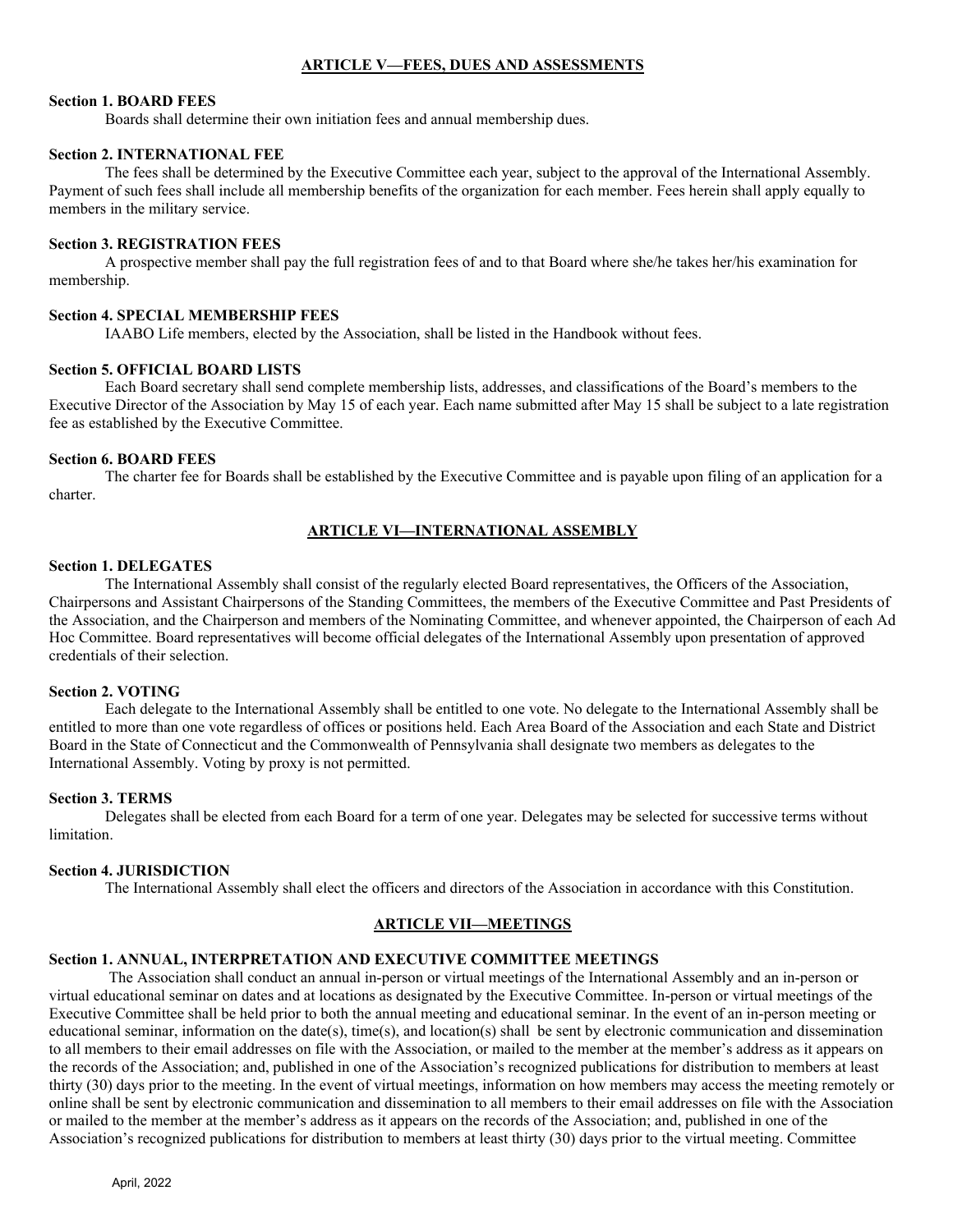## ARTICLE V—FEES, DUES AND ASSESSMENTS

**Section 1. BOARD FEES**

Boards shall determine their own initiation fees and annual membership dues.

**Section 2. INTERNATIONAL FEE**

The fees shall be determined by the Executive Committee each year, subject to the approval of the International Assembly. Payment of such fees shall include all membership benefits of the organization for each member. Fees herein shall apply equally to members in the military service.

**Section 3. REGISTRATION FEES**

A prospective member shall pay the full registration fees of and to that Board where she/he takes her/his examination for membership.

**Section 4. SPECIAL MEMBERSHIP FEES**

IAABO Life members, elected by the Association, shall be listed in the Handbook without fees.

**Section 5. OFFICIAL BOARD LISTS**

Each Board secretary shall send complete membership lists, addresses, and classifications of the Board's members to the Executive Director of the Association by May 15 of each year. Each name submitted after May 15 shall be subject to a late registration fee as established by the Executive Committee.

**Section 6. BOARD FEES**

The charter fee for Boards shall be established by the Executive Committee and is payable upon filing of an application for a charter.

## ARTICLE VI—INTERNATIONAL ASSEMBLY

**Section 1. DELEGATES**

The International Assembly shall consist of the regularly elected Board representatives, the Officers of the Association, Chairpersons and Assistant Chairpersons of the Standing Committees, the members of the Executive Committee and Past Presidents of the Association, and the Chairperson and members of the Nominating Committee, and whenever appointed, the Chairperson of each Ad Hoc Committee. Board representatives will become official delegates of the International Assembly upon presentation of approved credentials of their selection.

**Section 2. VOTING**

Each delegate to the International Assembly shall be entitled to one vote. No delegate to the International Assembly shall be entitled to more than one vote regardless of offices or positions held. Each Area Board of the Association and each State and District Board in the State of Connecticut and the Commonwealth of Pennsylvania shall designate two members as delegates to the International Assembly. Voting by proxy is not permitted.

**Section 3. TERMS**

Delegates shall be elected from each Board for a term of one year. Delegates may be selected for successive terms without limitation.

**Section 4. JURISDICTION**

The International Assembly shall elect the officers and directors of the Association in accordance with this Constitution.

## ARTICLE VII—MEETINGS

**Section 1. ANNUAL, INTERPRETATION AND EXECUTIVE COMMITTEE MEETINGS**

The Association shall conduct an annual in-person or virtual meetings of the International Assembly and an in-person or virtual educational seminar on dates and at locations as designated by the Executive Committee. In-person or virtual meetings of the Executive Committee shall be held prior to both the annual meeting and educational seminar. In the event of an in-person meeting or educational seminar, information on the date(s), time(s), and location(s) shall be sent by electronic communication and dissemination to all members to their email addresses on file with the Association, or mailed to the member at the member's address as it appears on the records of the Association; and, published in one of the Association's recognized publications for distribution to members at least thirty (30) days prior to the meeting. In the event of virtual meetings, information on how members may access the meeting remotely or online shall be sent by electronic communication and dissemination to all members to their email addresses on file with the Association or mailed to the member at the member's address as it appears on the records of the Association; and, published in one of the Association's recognized publications for distribution to members at least thirty (30) days prior to the virtual meeting. Committee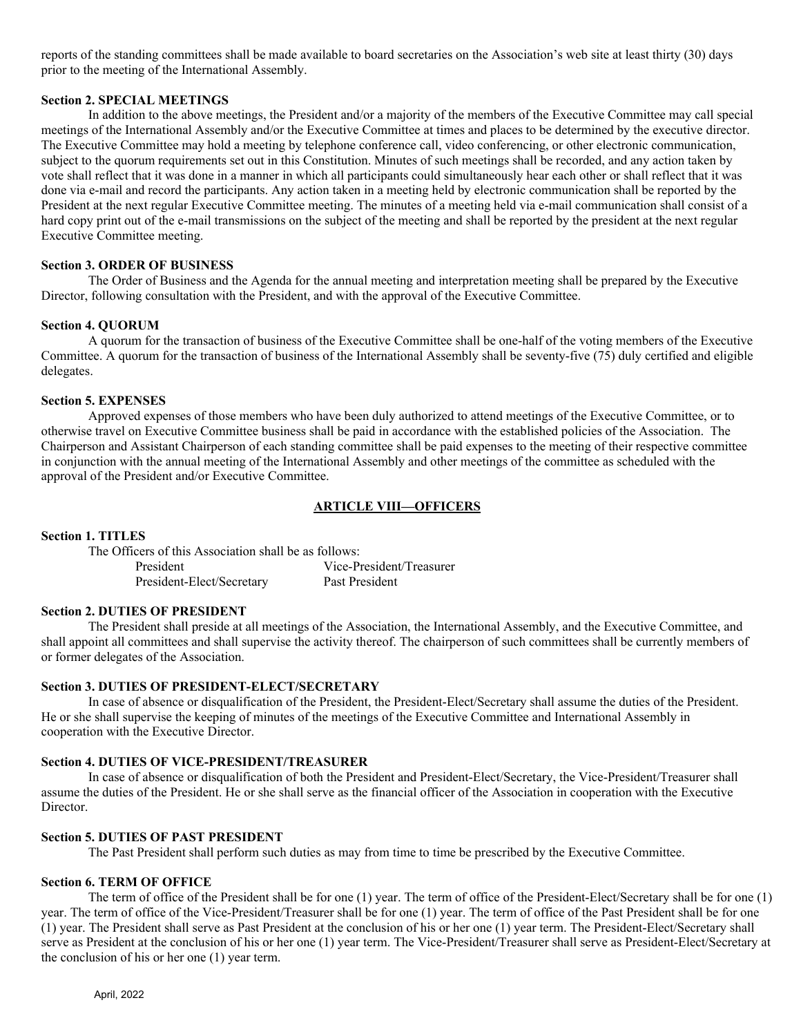reports of the standing committees shall be made available to board secretaries on the Association's web site at least thirty (30) days prior to the meeting of the International Assembly.

**Section 2. SPECIAL MEETINGS**

In addition to the above meetings, the President and/or a majority of the members of the Executive Committee may call special meetings of the International Assembly and/or the Executive Committee at times and places to be determined by the executive director. The Executive Committee may hold a meeting by telephone conference call, video conferencing, or other electronic communication, subject to the quorum requirements set out in this Constitution. Minutes of such meetings shall be recorded, and any action taken by vote shall reflect that it was done in a manner in which all participants could simultaneously hear each other or shall reflect that it was done via e-mail and record the participants. Any action taken in a meeting held by electronic communication shall be reported by the President at the next regular Executive Committee meeting. The minutes of a meeting held via e-mail communication shall consist of a hard copy print out of the e-mail transmissions on the subject of the meeting and shall be reported by the president at the next regular Executive Committee meeting.

**Section 3. ORDER OF BUSINESS**

The Order of Business and the Agenda for the annual meeting and interpretation meeting shall be prepared by the Executive Director, following consultation with the President, and with the approval of the Executive Committee.

**Section 4. QUORUM**

A quorum for the transaction of business of the Executive Committee shall be one-half of the voting members of the Executive Committee. A quorum for the transaction of business of the International Assembly shall be seventy-five (75) duly certified and eligible delegates.

**Section 5. EXPENSES**

Approved expenses of those members who have been duly authorized to attend meetings of the Executive Committee, or to otherwise travel on Executive Committee business shall be paid in accordance with the established policies of the Association. The Chairperson and Assistant Chairperson of each standing committee shall be paid expenses to the meeting of their respective committee in conjunction with the annual meeting of the International Assembly and other meetings of the committee as scheduled with the approval of the President and/or Executive Committee.

## ARTICLE VIII—OFFICERS

**Section 1. TITLES**

The Officers of this Association shall be as follows:

- President
- Vice-President/Treasurer
- President-Elect/Secretary
- Past President

**Section 2. DUTIES OF PRESIDENT**

The President shall preside at all meetings of the Association, the International Assembly, and the Executive Committee, and shall appoint all committees and shall supervise the activity thereof. The chairperson of such committees shall be currently members of or former delegates of the Association.

**Section 3. DUTIES OF PRESIDENT-ELECT/SECRETARY**

In case of absence or disqualification of the President, the President-Elect/Secretary shall assume the duties of the President. He or she shall supervise the keeping of minutes of the meetings of the Executive Committee and International Assembly in cooperation with the Executive Director.

**Section 4. DUTIES OF VICE-PRESIDENT/TREASURER**

In case of absence or disqualification of both the President and President-Elect/Secretary, the Vice-President/Treasurer shall assume the duties of the President. He or she shall serve as the financial officer of the Association in cooperation with the Executive Director.

**Section 5. DUTIES OF PAST PRESIDENT**

The Past President shall perform such duties as may from time to time be prescribed by the Executive Committee.

**Section 6. TERM OF OFFICE**

The term of office of the President shall be for one (1) year. The term of office of the President-Elect/Secretary shall be for one (1) year. The term of office of the Vice-President/Treasurer shall be for one (1) year. The term of office of the Past President shall be for one (1) year. The President shall serve as Past President at the conclusion of his or her one (1) year term. The President-Elect/Secretary shall serve as President at the conclusion of his or her one (1) year term. The Vice-President/Treasurer shall serve as President-Elect/Secretary at the conclusion of his or her one (1) year term.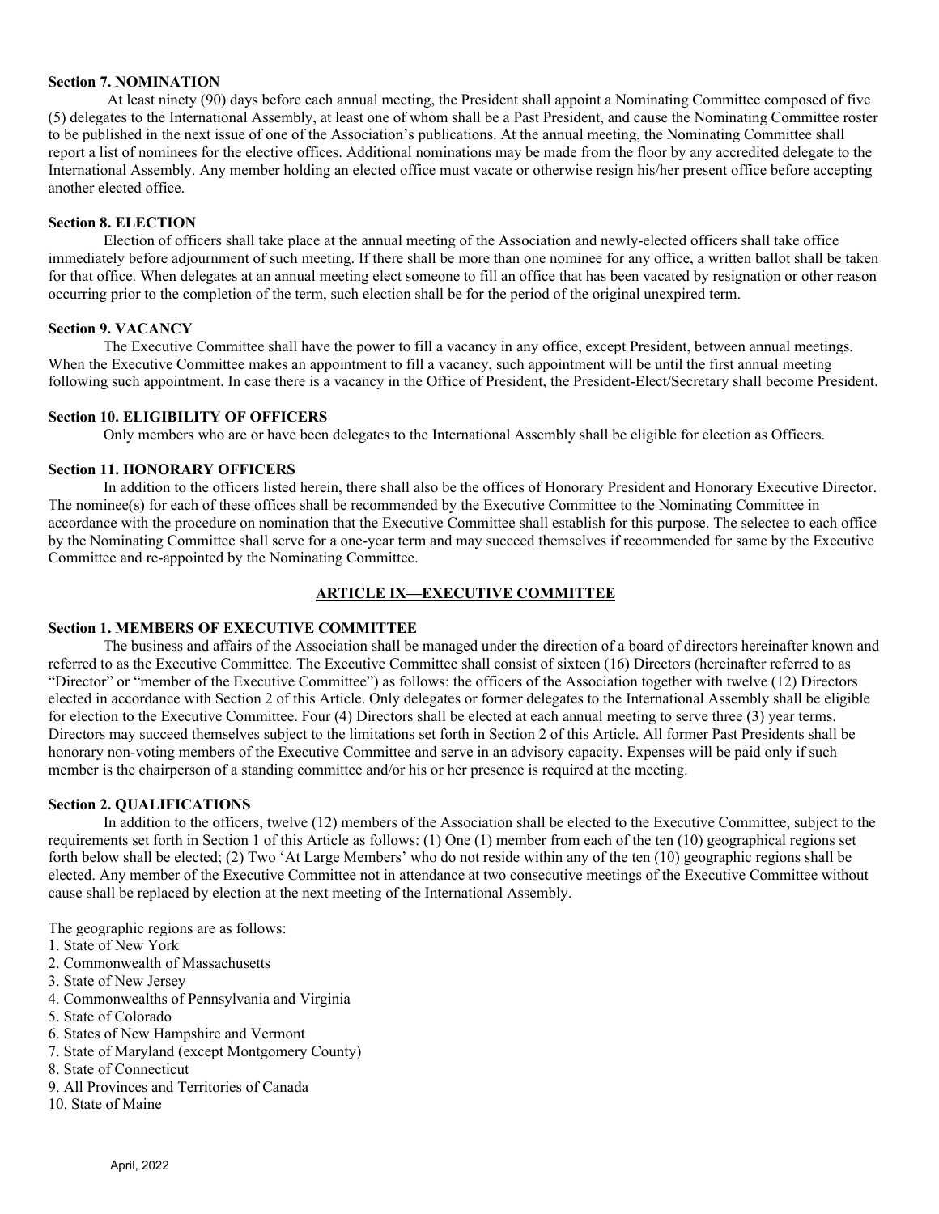**Section 7. NOMINATION**

At least ninety (90) days before each annual meeting, the President shall appoint a Nominating Committee composed of five (5) delegates to the International Assembly, at least one of whom shall be a Past President, and cause the Nominating Committee roster to be published in the next issue of one of the Association's publications. At the annual meeting, the Nominating Committee shall report a list of nominees for the elective offices. Additional nominations may be made from the floor by any accredited delegate to the International Assembly. Any member holding an elected office must vacate or otherwise resign his/her present office before accepting another elected office.

**Section 8. ELECTION**

Election of officers shall take place at the annual meeting of the Association and newly-elected officers shall take office immediately before adjournment of such meeting. If there shall be more than one nominee for any office, a written ballot shall be taken for that office. When delegates at an annual meeting elect someone to fill an office that has been vacated by resignation or other reason occurring prior to the completion of the term, such election shall be for the period of the original unexpired term.

**Section 9. VACANCY**

The Executive Committee shall have the power to fill a vacancy in any office, except President, between annual meetings. When the Executive Committee makes an appointment to fill a vacancy, such appointment will be until the first annual meeting following such appointment. In case there is a vacancy in the Office of President, the President-Elect/Secretary shall become President.

**Section 10. ELIGIBILITY OF OFFICERS**

Only members who are or have been delegates to the International Assembly shall be eligible for election as Officers.

**Section 11. HONORARY OFFICERS**

In addition to the officers listed herein, there shall also be the offices of Honorary President and Honorary Executive Director. The nominee(s) for each of these offices shall be recommended by the Executive Committee to the Nominating Committee in accordance with the procedure on nomination that the Executive Committee shall establish for this purpose. The selectee to each office by the Nominating Committee shall serve for a one-year term and may succeed themselves if recommended for same by the Executive Committee and re-appointed by the Nominating Committee.

## ARTICLE IX—EXECUTIVE COMMITTEE

**Section 1. MEMBERS OF EXECUTIVE COMMITTEE**

The business and affairs of the Association shall be managed under the direction of a board of directors hereinafter known and referred to as the Executive Committee. The Executive Committee shall consist of sixteen (16) Directors (hereinafter referred to as "Director" or "member of the Executive Committee") as follows: the officers of the Association together with twelve (12) Directors elected in accordance with Section 2 of this Article. Only delegates or former delegates to the International Assembly shall be eligible for election to the Executive Committee. Four (4) Directors shall be elected at each annual meeting to serve three (3) year terms. Directors may succeed themselves subject to the limitations set forth in Section 2 of this Article. All former Past Presidents shall be honorary non-voting members of the Executive Committee and serve in an advisory capacity. Expenses will be paid only if such member is the chairperson of a standing committee and/or his or her presence is required at the meeting.

**Section 2. QUALIFICATIONS**

In addition to the officers, twelve (12) members of the Association shall be elected to the Executive Committee, subject to the requirements set forth in Section 1 of this Article as follows: (1) One (1) member from each of the ten (10) geographical regions set forth below shall be elected; (2) Two 'At Large Members' who do not reside within any of the ten (10) geographic regions shall be elected. Any member of the Executive Committee not in attendance at two consecutive meetings of the Executive Committee without cause shall be replaced by election at the next meeting of the International Assembly.

The geographic regions are as follows:

1. State of New York
2. Commonwealth of Massachusetts
3. State of New Jersey
4. Commonwealths of Pennsylvania and Virginia
5. State of Colorado
6. States of New Hampshire and Vermont
7. State of Maryland (except Montgomery County)
8. State of Connecticut
9. All Provinces and Territories of Canada
10. State of Maine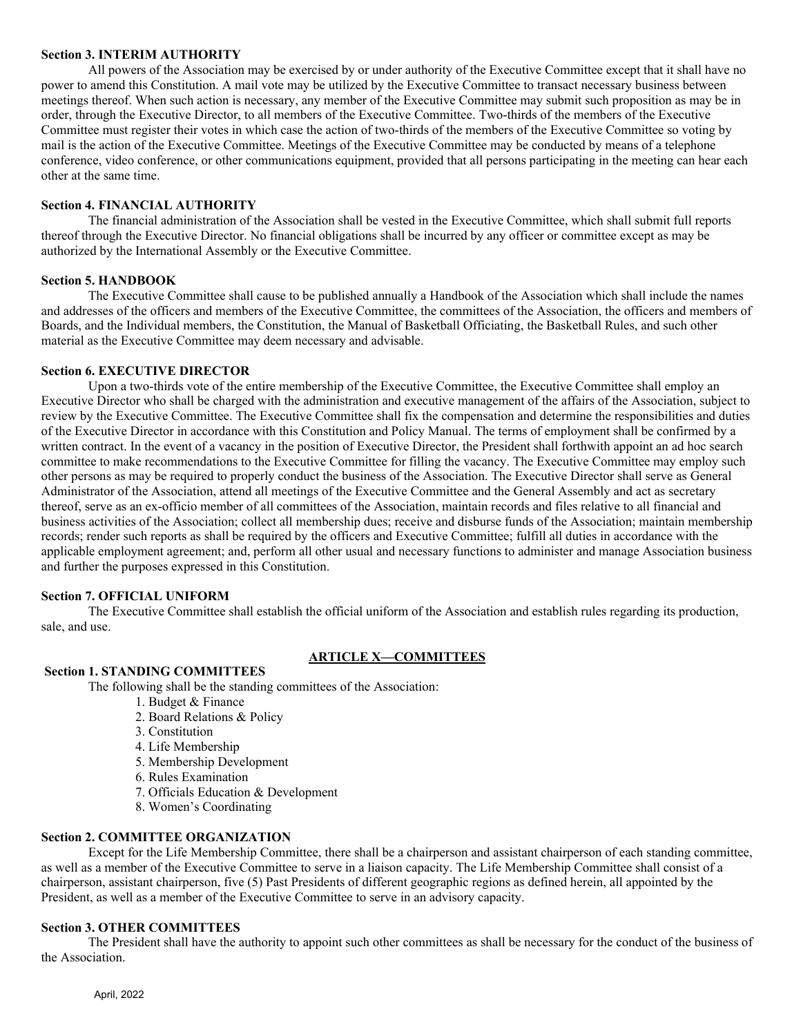**Section 3. INTERIM AUTHORITY**

All powers of the Association may be exercised by or under authority of the Executive Committee except that it shall have no power to amend this Constitution. A mail vote may be utilized by the Executive Committee to transact necessary business between meetings thereof. When such action is necessary, any member of the Executive Committee may submit such proposition as may be in order, through the Executive Director, to all members of the Executive Committee. Two-thirds of the members of the Executive Committee must register their votes in which case the action of two-thirds of the members of the Executive Committee so voting by mail is the action of the Executive Committee. Meetings of the Executive Committee may be conducted by means of a telephone conference, video conference, or other communications equipment, provided that all persons participating in the meeting can hear each other at the same time.

**Section 4. FINANCIAL AUTHORITY**

The financial administration of the Association shall be vested in the Executive Committee, which shall submit full reports thereof through the Executive Director. No financial obligations shall be incurred by any officer or committee except as may be authorized by the International Assembly or the Executive Committee.

**Section 5. HANDBOOK**

The Executive Committee shall cause to be published annually a Handbook of the Association which shall include the names and addresses of the officers and members of the Executive Committee, the committees of the Association, the officers and members of Boards, and the Individual members, the Constitution, the Manual of Basketball Officiating, the Basketball Rules, and such other material as the Executive Committee may deem necessary and advisable.

**Section 6. EXECUTIVE DIRECTOR**

Upon a two-thirds vote of the entire membership of the Executive Committee, the Executive Committee shall employ an Executive Director who shall be charged with the administration and executive management of the affairs of the Association, subject to review by the Executive Committee. The Executive Committee shall fix the compensation and determine the responsibilities and duties of the Executive Director in accordance with this Constitution and Policy Manual. The terms of employment shall be confirmed by a written contract. In the event of a vacancy in the position of Executive Director, the President shall forthwith appoint an ad hoc search committee to make recommendations to the Executive Committee for filling the vacancy. The Executive Committee may employ such other persons as may be required to properly conduct the business of the Association. The Executive Director shall serve as General Administrator of the Association, attend all meetings of the Executive Committee and the General Assembly and act as secretary thereof, serve as an ex-officio member of all committees of the Association, maintain records and files relative to all financial and business activities of the Association; collect all membership dues; receive and disburse funds of the Association; maintain membership records; render such reports as shall be required by the officers and Executive Committee; fulfill all duties in accordance with the applicable employment agreement; and, perform all other usual and necessary functions to administer and manage Association business and further the purposes expressed in this Constitution.

**Section 7. OFFICIAL UNIFORM**

The Executive Committee shall establish the official uniform of the Association and establish rules regarding its production, sale, and use.

## ARTICLE X—COMMITTEES

**Section 1. STANDING COMMITTEES**

The following shall be the standing committees of the Association:

1. Budget & Finance
2. Board Relations & Policy
3. Constitution
4. Life Membership
5. Membership Development
6. Rules Examination
7. Officials Education & Development
8. Women's Coordinating

**Section 2. COMMITTEE ORGANIZATION**

Except for the Life Membership Committee, there shall be a chairperson and assistant chairperson of each standing committee, as well as a member of the Executive Committee to serve in a liaison capacity. The Life Membership Committee shall consist of a chairperson, assistant chairperson, five (5) Past Presidents of different geographic regions as defined herein, all appointed by the President, as well as a member of the Executive Committee to serve in an advisory capacity.

**Section 3. OTHER COMMITTEES**

The President shall have the authority to appoint such other committees as shall be necessary for the conduct of the business of the Association.

April, 2022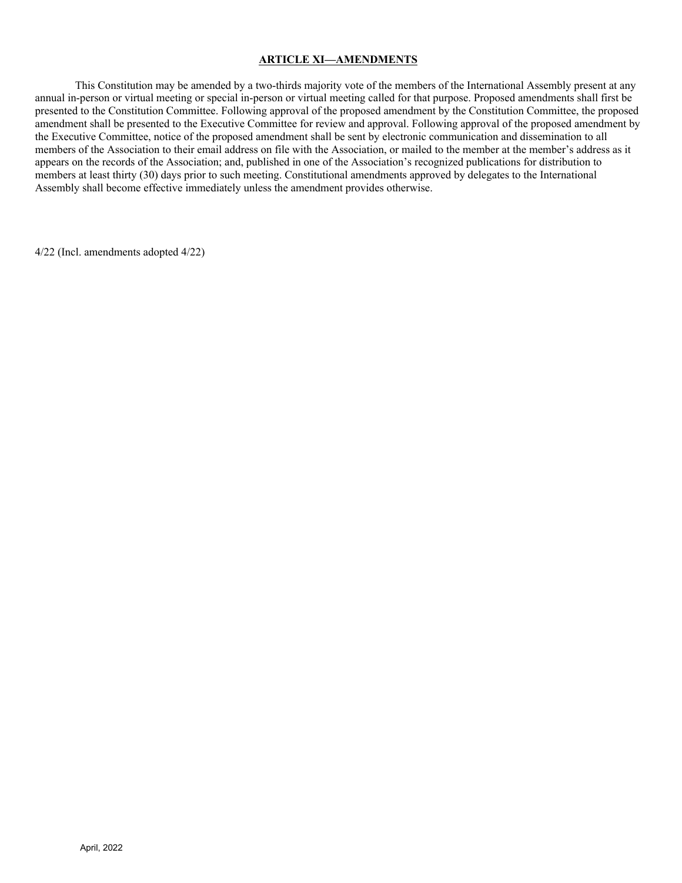## ARTICLE XI—AMENDMENTS

This Constitution may be amended by a two-thirds majority vote of the members of the International Assembly present at any annual in-person or virtual meeting or special in-person or virtual meeting called for that purpose. Proposed amendments shall first be presented to the Constitution Committee. Following approval of the proposed amendment by the Constitution Committee, the proposed amendment shall be presented to the Executive Committee for review and approval. Following approval of the proposed amendment by the Executive Committee, notice of the proposed amendment shall be sent by electronic communication and dissemination to all members of the Association to their email address on file with the Association, or mailed to the member at the member's address as it appears on the records of the Association; and, published in one of the Association's recognized publications for distribution to members at least thirty (30) days prior to such meeting. Constitutional amendments approved by delegates to the International Assembly shall become effective immediately unless the amendment provides otherwise.

4/22 (Incl. amendments adopted 4/22)